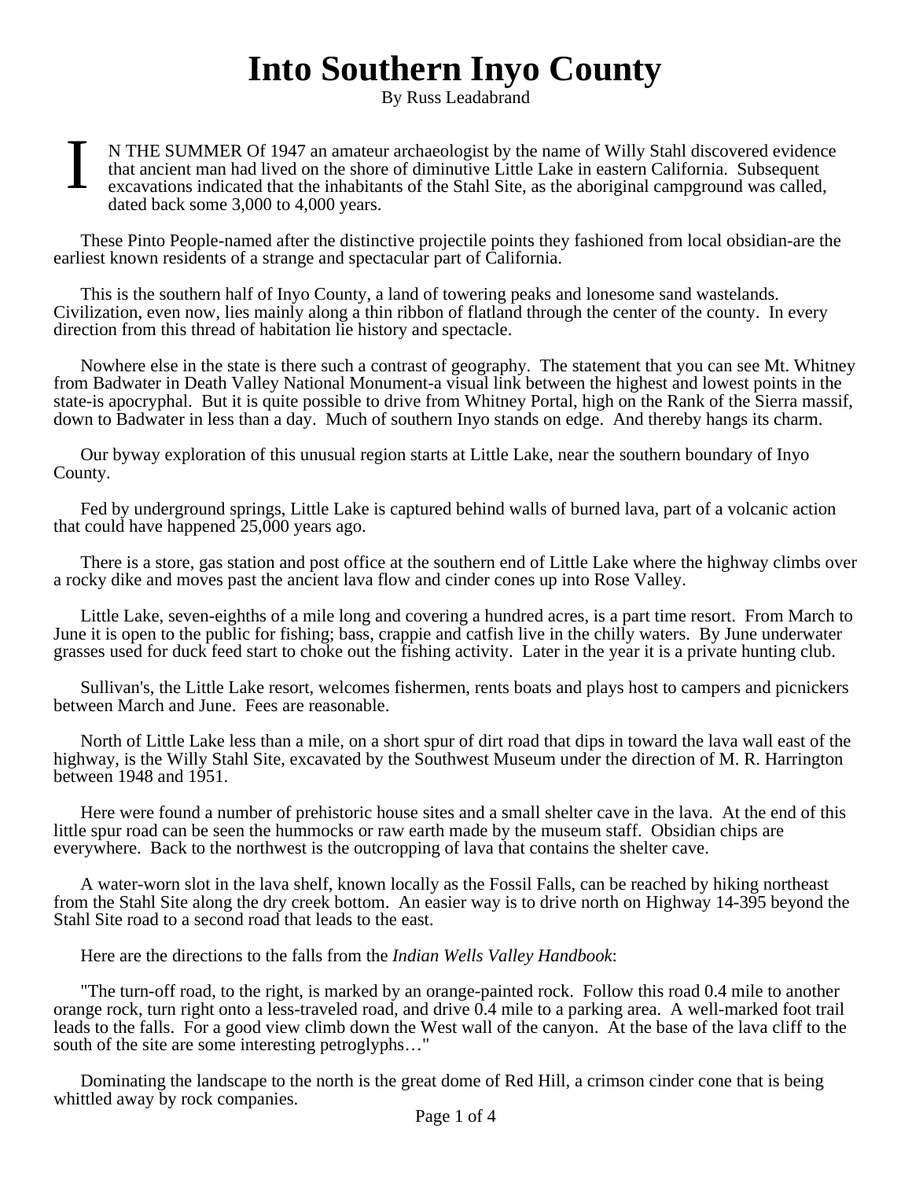# Into Southern Inyo County

By Russ Leadabrand

IN THE SUMMER Of 1947 an amateur archaeologist by the name of Willy Stahl discovered evidence that ancient man had lived on the shore of diminutive Little Lake in eastern California. Subsequent excavations indicated that the inhabitants of the Stahl Site, as the aboriginal campground was called, dated back some 3,000 to 4,000 years.

These Pinto People-named after the distinctive projectile points they fashioned from local obsidian-are the earliest known residents of a strange and spectacular part of California.

This is the southern half of Inyo County, a land of towering peaks and lonesome sand wastelands. Civilization, even now, lies mainly along a thin ribbon of flatland through the center of the county. In every direction from this thread of habitation lie history and spectacle.

Nowhere else in the state is there such a contrast of geography. The statement that you can see Mt. Whitney from Badwater in Death Valley National Monument-a visual link between the highest and lowest points in the state-is apocryphal. But it is quite possible to drive from Whitney Portal, high on the Rank of the Sierra massif, down to Badwater in less than a day. Much of southern Inyo stands on edge. And thereby hangs its charm.

Our byway exploration of this unusual region starts at Little Lake, near the southern boundary of Inyo County.

Fed by underground springs, Little Lake is captured behind walls of burned lava, part of a volcanic action that could have happened 25,000 years ago.

There is a store, gas station and post office at the southern end of Little Lake where the highway climbs over a rocky dike and moves past the ancient lava flow and cinder cones up into Rose Valley.

Little Lake, seven-eighths of a mile long and covering a hundred acres, is a part time resort. From March to June it is open to the public for fishing; bass, crappie and catfish live in the chilly waters. By June underwater grasses used for duck feed start to choke out the fishing activity. Later in the year it is a private hunting club.

Sullivan's, the Little Lake resort, welcomes fishermen, rents boats and plays host to campers and picnickers between March and June. Fees are reasonable.

North of Little Lake less than a mile, on a short spur of dirt road that dips in toward the lava wall east of the highway, is the Willy Stahl Site, excavated by the Southwest Museum under the direction of M. R. Harrington between 1948 and 1951.

Here were found a number of prehistoric house sites and a small shelter cave in the lava. At the end of this little spur road can be seen the hummocks or raw earth made by the museum staff. Obsidian chips are everywhere. Back to the northwest is the outcropping of lava that contains the shelter cave.

A water-worn slot in the lava shelf, known locally as the Fossil Falls, can be reached by hiking northeast from the Stahl Site along the dry creek bottom. An easier way is to drive north on Highway 14-395 beyond the Stahl Site road to a second road that leads to the east.

Here are the directions to the falls from the *Indian Wells Valley Handbook*:

"The turn-off road, to the right, is marked by an orange-painted rock. Follow this road 0.4 mile to another orange rock, turn right onto a less-traveled road, and drive 0.4 mile to a parking area. A well-marked foot trail leads to the falls. For a good view climb down the West wall of the canyon. At the base of the lava cliff to the south of the site are some interesting petroglyphs…"

Dominating the landscape to the north is the great dome of Red Hill, a crimson cinder cone that is being whittled away by rock companies.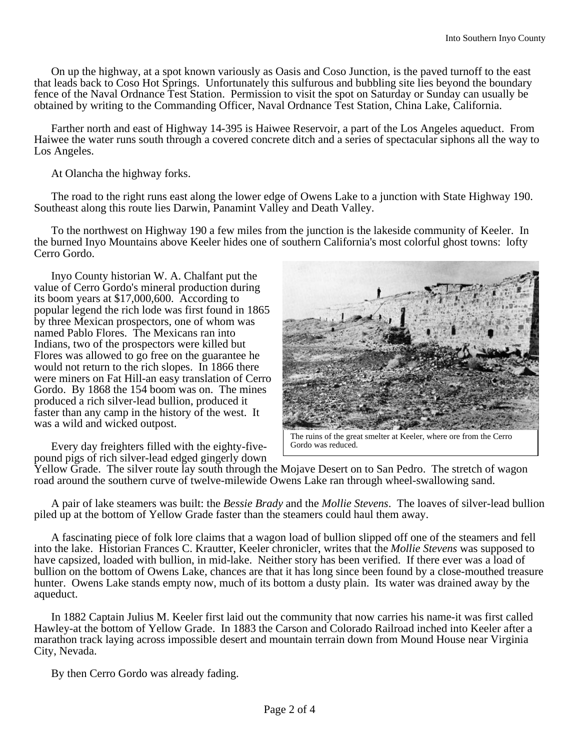On up the highway, at a spot known variously as Oasis and Coso Junction, is the paved turnoff to the east that leads back to Coso Hot Springs. Unfortunately this sulfurous and bubbling site lies beyond the boundary fence of the Naval Ordnance Test Station. Permission to visit the spot on Saturday or Sunday can usually be obtained by writing to the Commanding Officer, Naval Ordnance Test Station, China Lake, California.

Farther north and east of Highway 14-395 is Haiwee Reservoir, a part of the Los Angeles aqueduct. From Haiwee the water runs south through a covered concrete ditch and a series of spectacular siphons all the way to Los Angeles.

At Olancha the highway forks.

The road to the right runs east along the lower edge of Owens Lake to a junction with State Highway 190. Southeast along this route lies Darwin, Panamint Valley and Death Valley.

To the northwest on Highway 190 a few miles from the junction is the lakeside community of Keeler. In the burned Inyo Mountains above Keeler hides one of southern California's most colorful ghost towns: lofty Cerro Gordo.

Inyo County historian W. A. Chalfant put the value of Cerro Gordo's mineral production during its boom years at $17,000,600. According to popular legend the rich lode was first found in 1865 by three Mexican prospectors, one of whom was named Pablo Flores. The Mexicans ran into Indians, two of the prospectors were killed but Flores was allowed to go free on the guarantee he would not return to the rich slopes. In 1866 there were miners on Fat Hill-an easy translation of Cerro Gordo. By 1868 the 154 boom was on. The mines produced a rich silver-lead bullion, produced it faster than any camp in the history of the west. It was a wild and wicked outpost.

The ruins of the great smelter at Keeler, where ore from the Cerro Gordo was reduced.

Every day freighters filled with the eighty-five-pound pigs of rich silver-lead edged gingerly down Yellow Grade. The silver route lay south through the Mojave Desert on to San Pedro. The stretch of wagon road around the southern curve of twelve-milewide Owens Lake ran through wheel-swallowing sand.

A pair of lake steamers was built: the *Bessie Brady* and the *Mollie Stevens*. The loaves of silver-lead bullion piled up at the bottom of Yellow Grade faster than the steamers could haul them away.

A fascinating piece of folk lore claims that a wagon load of bullion slipped off one of the steamers and fell into the lake. Historian Frances C. Krautter, Keeler chronicler, writes that the *Mollie Stevens* was supposed to have capsized, loaded with bullion, in mid-lake. Neither story has been verified. If there ever was a load of bullion on the bottom of Owens Lake, chances are that it has long since been found by a close-mouthed treasure hunter. Owens Lake stands empty now, much of its bottom a dusty plain. Its water was drained away by the aqueduct.

In 1882 Captain Julius M. Keeler first laid out the community that now carries his name-it was first called Hawley-at the bottom of Yellow Grade. In 1883 the Carson and Colorado Railroad inched into Keeler after a marathon track laying across impossible desert and mountain terrain down from Mound House near Virginia City, Nevada.

By then Cerro Gordo was already fading.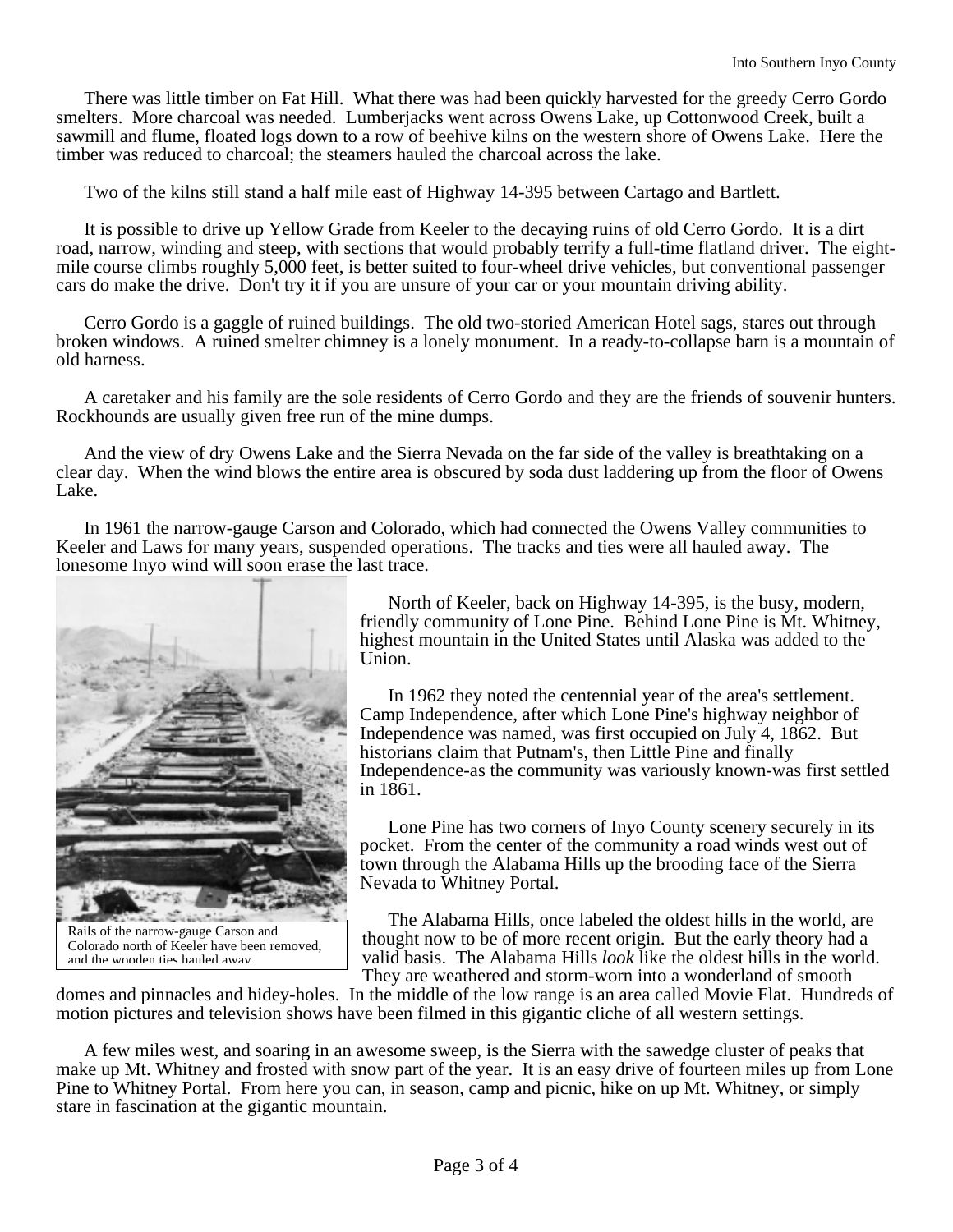There was little timber on Fat Hill. What there was had been quickly harvested for the greedy Cerro Gordo smelters. More charcoal was needed. Lumberjacks went across Owens Lake, up Cottonwood Creek, built a sawmill and flume, floated logs down to a row of beehive kilns on the western shore of Owens Lake. Here the timber was reduced to charcoal; the steamers hauled the charcoal across the lake.

Two of the kilns still stand a half mile east of Highway 14-395 between Cartago and Bartlett.

It is possible to drive up Yellow Grade from Keeler to the decaying ruins of old Cerro Gordo. It is a dirt road, narrow, winding and steep, with sections that would probably terrify a full-time flatland driver. The eight-mile course climbs roughly 5,000 feet, is better suited to four-wheel drive vehicles, but conventional passenger cars do make the drive. Don't try it if you are unsure of your car or your mountain driving ability.

Cerro Gordo is a gaggle of ruined buildings. The old two-storied American Hotel sags, stares out through broken windows. A ruined smelter chimney is a lonely monument. In a ready-to-collapse barn is a mountain of old harness.

A caretaker and his family are the sole residents of Cerro Gordo and they are the friends of souvenir hunters. Rockhounds are usually given free run of the mine dumps.

And the view of dry Owens Lake and the Sierra Nevada on the far side of the valley is breathtaking on a clear day. When the wind blows the entire area is obscured by soda dust laddering up from the floor of Owens Lake.

In 1961 the narrow-gauge Carson and Colorado, which had connected the Owens Valley communities to Keeler and Laws for many years, suspended operations. The tracks and ties were all hauled away. The lonesome Inyo wind will soon erase the last trace.

Rails of the narrow-gauge Carson and Colorado north of Keeler have been removed, and the wooden ties hauled away.

North of Keeler, back on Highway 14-395, is the busy, modern, friendly community of Lone Pine. Behind Lone Pine is Mt. Whitney, highest mountain in the United States until Alaska was added to the Union.

In 1962 they noted the centennial year of the area's settlement. Camp Independence, after which Lone Pine's highway neighbor of Independence was named, was first occupied on July 4, 1862. But historians claim that Putnam's, then Little Pine and finally Independence-as the community was variously known-was first settled in 1861.

Lone Pine has two corners of Inyo County scenery securely in its pocket. From the center of the community a road winds west out of town through the Alabama Hills up the brooding face of the Sierra Nevada to Whitney Portal.

The Alabama Hills, once labeled the oldest hills in the world, are thought now to be of more recent origin. But the early theory had a valid basis. The Alabama Hills *look* like the oldest hills in the world. They are weathered and storm-worn into a wonderland of smooth domes and pinnacles and hidey-holes. In the middle of the low range is an area called Movie Flat. Hundreds of motion pictures and television shows have been filmed in this gigantic cliche of all western settings.

A few miles west, and soaring in an awesome sweep, is the Sierra with the sawedge cluster of peaks that make up Mt. Whitney and frosted with snow part of the year. It is an easy drive of fourteen miles up from Lone Pine to Whitney Portal. From here you can, in season, camp and picnic, hike on up Mt. Whitney, or simply stare in fascination at the gigantic mountain.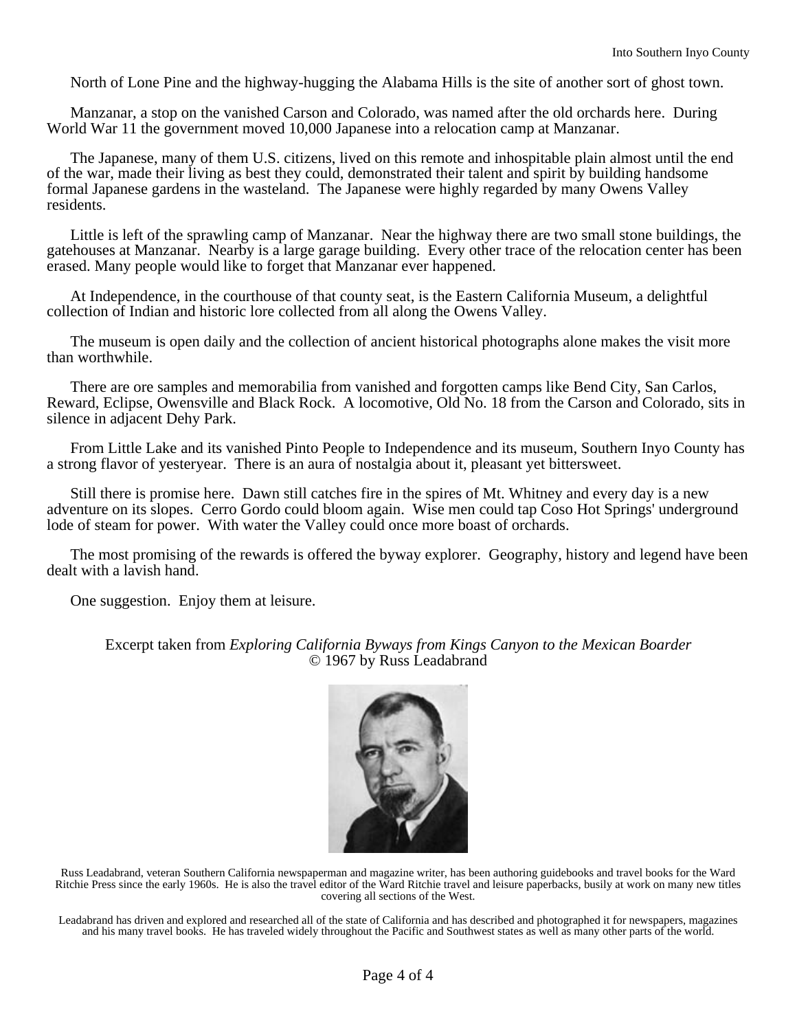North of Lone Pine and the highway-hugging the Alabama Hills is the site of another sort of ghost town.

Manzanar, a stop on the vanished Carson and Colorado, was named after the old orchards here. During World War 11 the government moved 10,000 Japanese into a relocation camp at Manzanar.

The Japanese, many of them U.S. citizens, lived on this remote and inhospitable plain almost until the end of the war, made their living as best they could, demonstrated their talent and spirit by building handsome formal Japanese gardens in the wasteland. The Japanese were highly regarded by many Owens Valley residents.

Little is left of the sprawling camp of Manzanar. Near the highway there are two small stone buildings, the gatehouses at Manzanar. Nearby is a large garage building. Every other trace of the relocation center has been erased. Many people would like to forget that Manzanar ever happened.

At Independence, in the courthouse of that county seat, is the Eastern California Museum, a delightful collection of Indian and historic lore collected from all along the Owens Valley.

The museum is open daily and the collection of ancient historical photographs alone makes the visit more than worthwhile.

There are ore samples and memorabilia from vanished and forgotten camps like Bend City, San Carlos, Reward, Eclipse, Owensville and Black Rock. A locomotive, Old No. 18 from the Carson and Colorado, sits in silence in adjacent Dehy Park.

From Little Lake and its vanished Pinto People to Independence and its museum, Southern Inyo County has a strong flavor of yesteryear. There is an aura of nostalgia about it, pleasant yet bittersweet.

Still there is promise here. Dawn still catches fire in the spires of Mt. Whitney and every day is a new adventure on its slopes. Cerro Gordo could bloom again. Wise men could tap Coso Hot Springs' underground lode of steam for power. With water the Valley could once more boast of orchards.

The most promising of the rewards is offered the byway explorer. Geography, history and legend have been dealt with a lavish hand.

One suggestion. Enjoy them at leisure.

Excerpt taken from *Exploring California Byways from Kings Canyon to the Mexican Boarder*
© 1967 by Russ Leadabrand

Russ Leadabrand, veteran Southern California newspaperman and magazine writer, has been authoring guidebooks and travel books for the Ward Ritchie Press since the early 1960s. He is also the travel editor of the Ward Ritchie travel and leisure paperbacks, busily at work on many new titles covering all sections of the West.

Leadabrand has driven and explored and researched all of the state of California and has described and photographed it for newspapers, magazines and his many travel books. He has traveled widely throughout the Pacific and Southwest states as well as many other parts of the world.